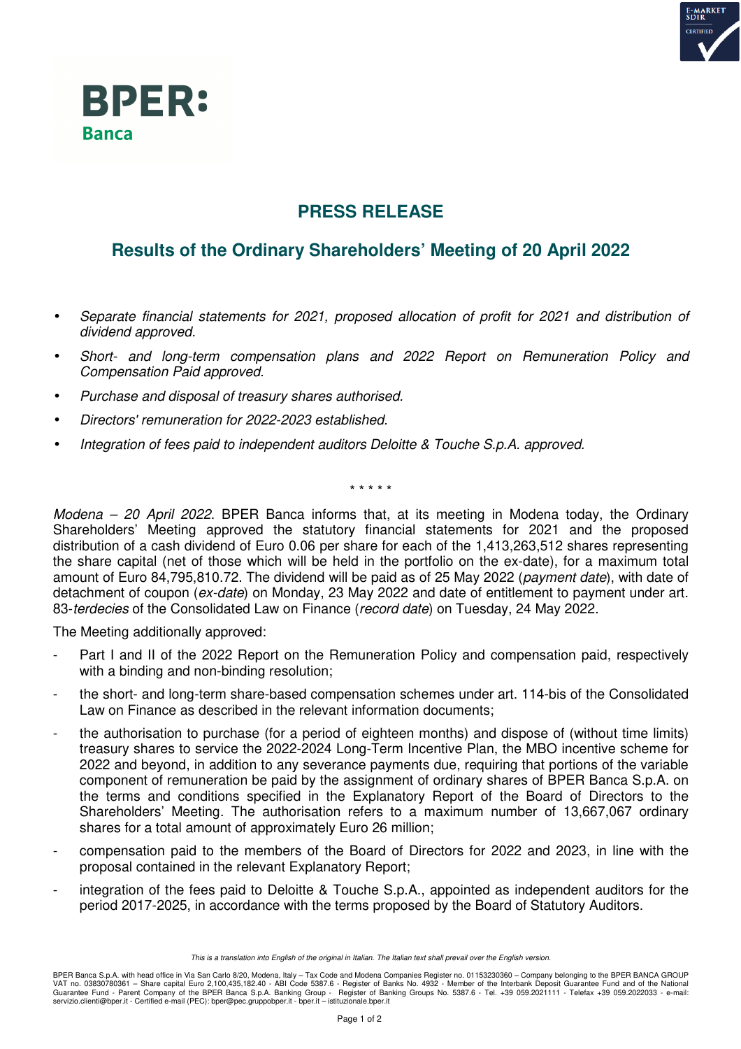BPER: Banca

# PRESS RELEASE

## Results of the Ordinary Shareholders' Meeting of 20 April 2022

- *Separate financial statements for 2021, proposed allocation of profit for 2021 and distribution of dividend approved.*
- *Short- and long-term compensation plans and 2022 Report on Remuneration Policy and Compensation Paid approved.*
- *Purchase and disposal of treasury shares authorised.*
- *Directors' remuneration for 2022-2023 established.*
- *Integration of fees paid to independent auditors Deloitte & Touche S.p.A. approved.*

\* \* \* \* \*

*Modena – 20 April 2022*. BPER Banca informs that, at its meeting in Modena today, the Ordinary Shareholders' Meeting approved the statutory financial statements for 2021 and the proposed distribution of a cash dividend of Euro 0.06 per share for each of the 1,413,263,512 shares representing the share capital (net of those which will be held in the portfolio on the ex-date), for a maximum total amount of Euro 84,795,810.72. The dividend will be paid as of 25 May 2022 (*payment date*), with date of detachment of coupon (*ex-date*) on Monday, 23 May 2022 and date of entitlement to payment under art. 83-*terdecies* of the Consolidated Law on Finance (*record date*) on Tuesday, 24 May 2022.

The Meeting additionally approved:

- Part I and II of the 2022 Report on the Remuneration Policy and compensation paid, respectively with a binding and non-binding resolution;
- the short- and long-term share-based compensation schemes under art. 114-bis of the Consolidated Law on Finance as described in the relevant information documents;
- the authorisation to purchase (for a period of eighteen months) and dispose of (without time limits) treasury shares to service the 2022-2024 Long-Term Incentive Plan, the MBO incentive scheme for 2022 and beyond, in addition to any severance payments due, requiring that portions of the variable component of remuneration be paid by the assignment of ordinary shares of BPER Banca S.p.A. on the terms and conditions specified in the Explanatory Report of the Board of Directors to the Shareholders' Meeting. The authorisation refers to a maximum number of 13,667,067 ordinary shares for a total amount of approximately Euro 26 million;
- compensation paid to the members of the Board of Directors for 2022 and 2023, in line with the proposal contained in the relevant Explanatory Report;
- integration of the fees paid to Deloitte & Touche S.p.A., appointed as independent auditors for the period 2017-2025, in accordance with the terms proposed by the Board of Statutory Auditors.

*This is a translation into English of the original in Italian. The Italian text shall prevail over the English version.*

BPER Banca S.p.A. with head office in Via San Carlo 8/20, Modena, Italy – Tax Code and Modena Companies Register no. 01153230360 – Company belonging to the BPER BANCA GROUP VAT no. 03830780361 – Share capital Euro 2,100,435,182.40 - ABI Code 5387.6 - Register of Banks No. 4932 - Member of the Interbank Deposit Guarantee Fund and of the National Guarantee Fund - Parent Company of the BPER Banca S.p.A. Banking Group - Register of Banking Groups No. 5387.6 - Tel. +39 059.2021111 - Telefax +39 059.2022033 - e-mail: servizio.clienti@bper.it - Certified e-mail (PEC): bper@pec.gruppobper.it - bper.it – istituzionale.bper.it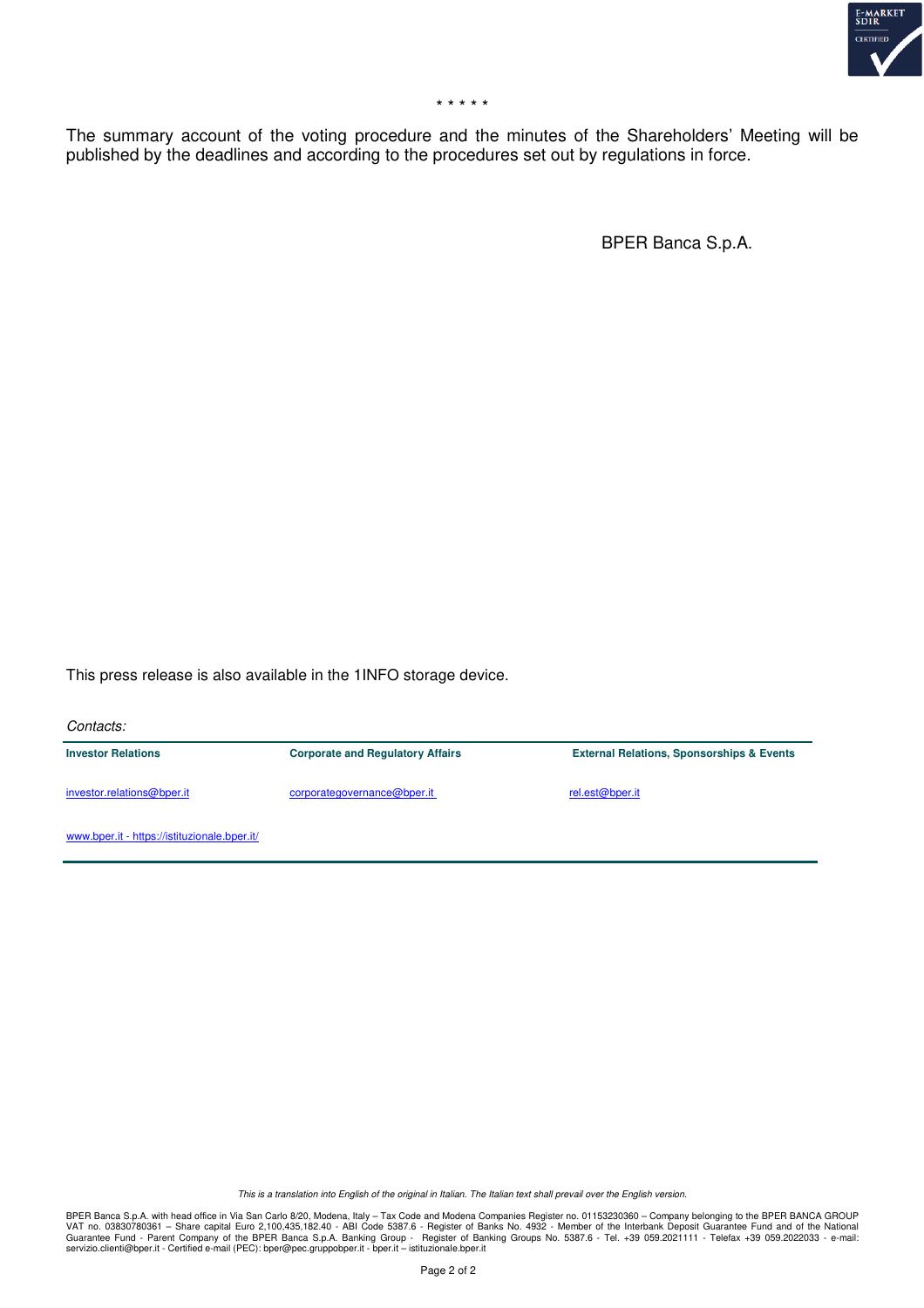\* \* \* \* \*

The summary account of the voting procedure and the minutes of the Shareholders' Meeting will be published by the deadlines and according to the procedures set out by regulations in force.

BPER Banca S.p.A.

This press release is also available in the 1INFO storage device.

*Contacts:*

| Investor Relations | Corporate and Regulatory Affairs | External Relations, Sponsorships & Events |
|---|---|---|
| investor.relations@bper.it | corporategovernance@bper.it | rel.est@bper.it |

www.bper.it - https://istituzionale.bper.it/

*This is a translation into English of the original in Italian. The Italian text shall prevail over the English version.*

BPER Banca S.p.A. with head office in Via San Carlo 8/20, Modena, Italy – Tax Code and Modena Companies Register no. 01153230360 – Company belonging to the BPER BANCA GROUP VAT no. 03830780361 – Share capital Euro 2,100,435,182.40 - ABI Code 5387.6 - Register of Banks No. 4932 - Member of the Interbank Deposit Guarantee Fund and of the National Guarantee Fund - Parent Company of the BPER Banca S.p.A. Banking Group - Register of Banking Groups No. 5387.6 - Tel. +39 059.2021111 - Telefax +39 059.2022033 - e-mail: servizio.clienti@bper.it - Certified e-mail (PEC): bper@pec.gruppobper.it - bper.it – istituzionale.bper.it